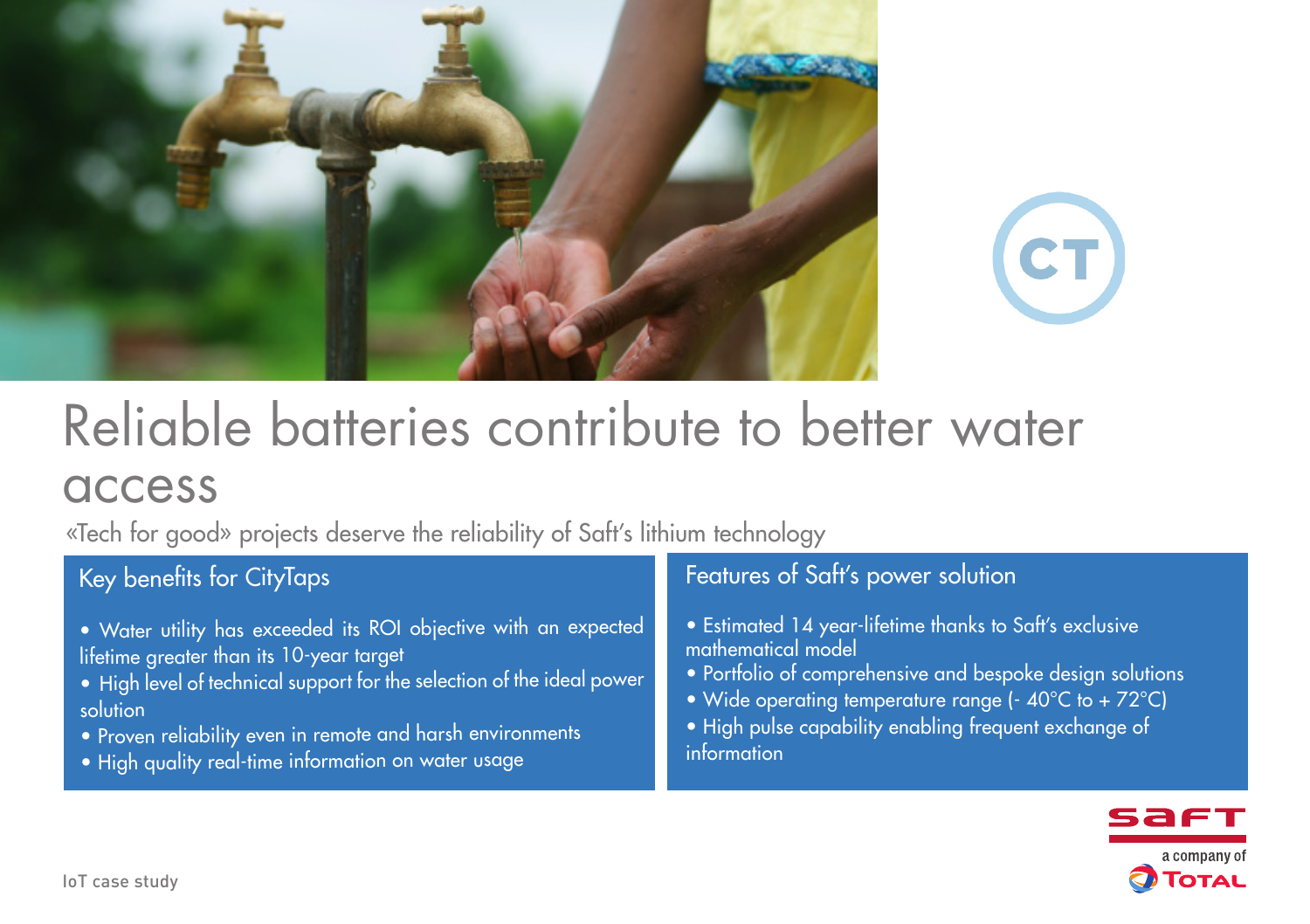# Reliable batteries contribute to better water access

«Tech for good» projects deserve the reliability of Saft's lithium technology

## Key benefits for CityTaps

- Water utility has exceeded its ROI objective with an expected lifetime greater than its 10-year target
- High level of technical support for the selection of the ideal power solution
- Proven reliability even in remote and harsh environments
- High quality real-time information on water usage

## Features of Saft's power solution

- Estimated 14 year-lifetime thanks to Saft's exclusive mathematical model
- Portfolio of comprehensive and bespoke design solutions
- Wide operating temperature range (- 40°C to + 72°C)
- High pulse capability enabling frequent exchange of information

IoT case study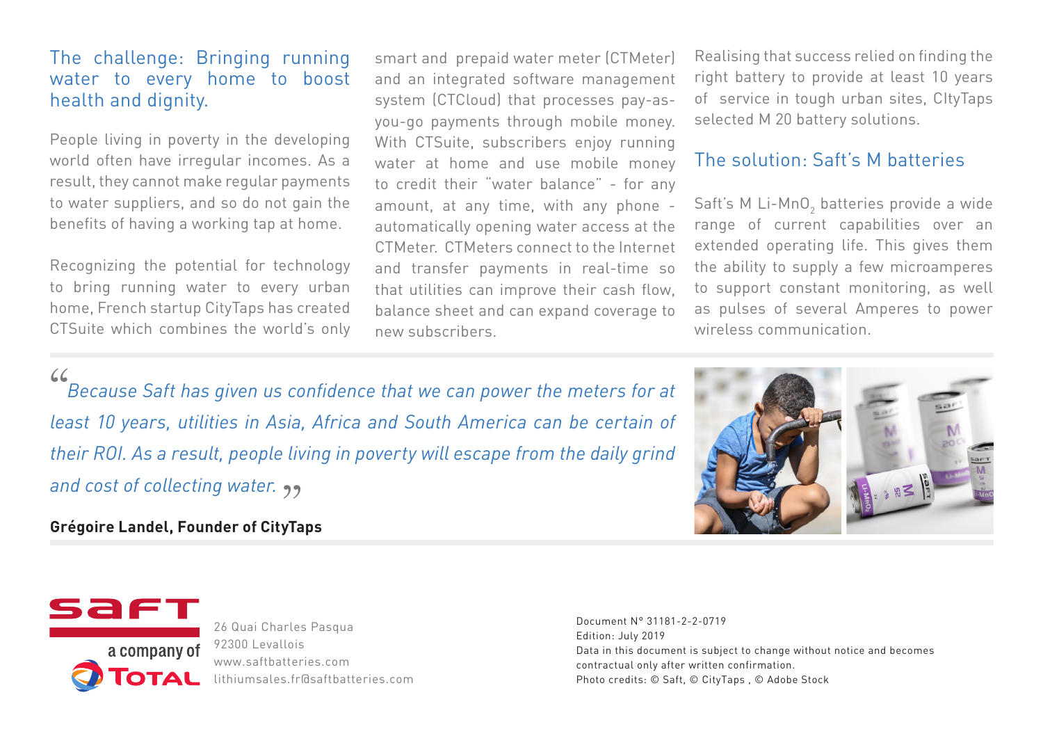## The challenge: Bringing running water to every home to boost health and dignity.

People living in poverty in the developing world often have irregular incomes. As a result, they cannot make regular payments to water suppliers, and so do not gain the benefits of having a working tap at home.

Recognizing the potential for technology to bring running water to every urban home, French startup CityTaps has created CTSuite which combines the world's only smart and prepaid water meter (CTMeter) and an integrated software management system (CTCloud) that processes pay-as-you-go payments through mobile money. With CTSuite, subscribers enjoy running water at home and use mobile money to credit their "water balance" - for any amount, at any time, with any phone - automatically opening water access at the CTMeter. CTMeters connect to the Internet and transfer payments in real-time so that utilities can improve their cash flow, balance sheet and can expand coverage to new subscribers.

Realising that success relied on finding the right battery to provide at least 10 years of service in tough urban sites, CItyTaps selected M 20 battery solutions.

## The solution: Saft's M batteries

Saft's M Li-$MnO_2$ batteries provide a wide range of current capabilities over an extended operating life. This gives them the ability to supply a few microamperes to support constant monitoring, as well as pulses of several Amperes to power wireless communication.

> *"Because Saft has given us confidence that we can power the meters for at least 10 years, utilities in Asia, Africa and South America can be certain of their ROI. As a result, people living in poverty will escape from the daily grind and cost of collecting water."*

**Grégoire Landel, Founder of CityTaps**

saft
a company of TOTAL

26 Quai Charles Pasqua
92300 Levallois
www.saftbatteries.com
lithiumsales.fr@saftbatteries.com

Document N° 31181-2-2-0719
Edition: July 2019
Data in this document is subject to change without notice and becomes contractual only after written confirmation.
Photo credits: © Saft, © CityTaps , © Adobe Stock